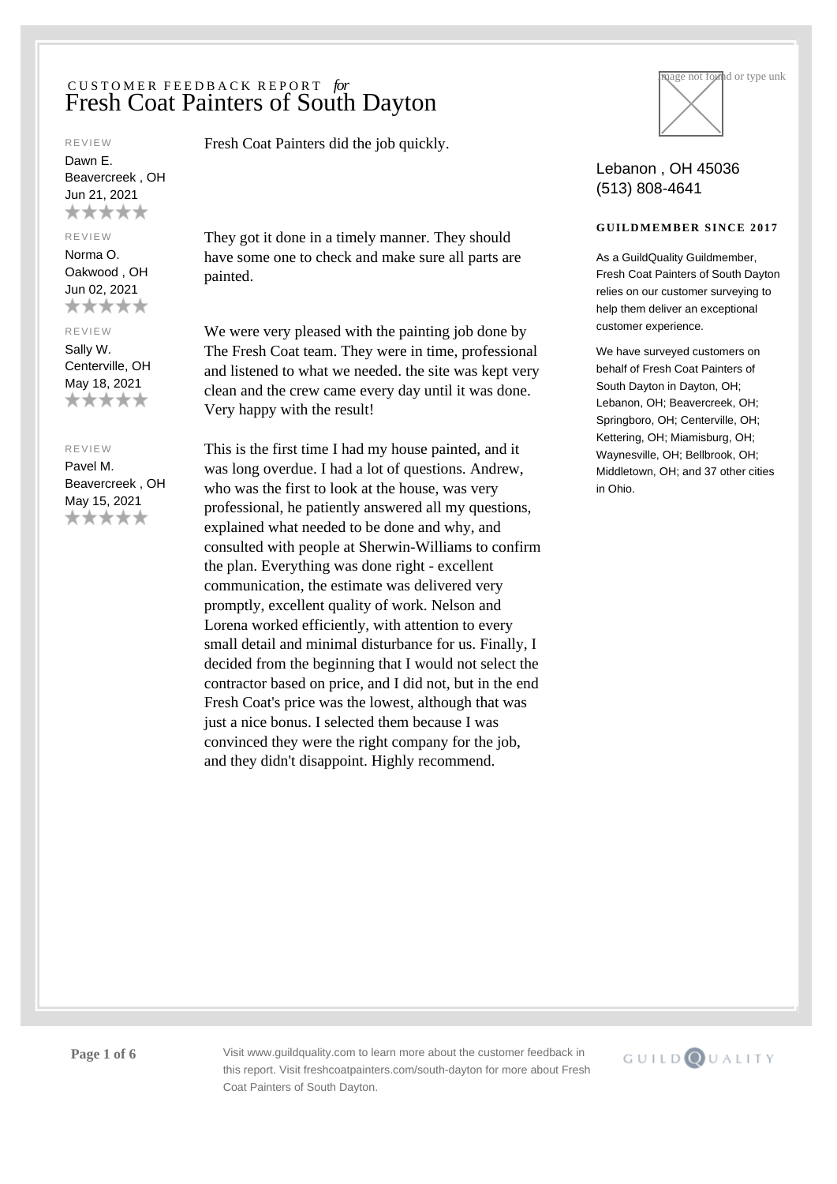CUSTOMER FEEDBACK REPORT *for*

# Fresh Coat Painters of South Dayton

Lebanon , OH 45036
(513) 808-4641

**GUILDMEMBER SINCE 2017**

As a GuildQuality Guildmember, Fresh Coat Painters of South Dayton relies on our customer surveying to help them deliver an exceptional customer experience.

We have surveyed customers on behalf of Fresh Coat Painters of South Dayton in Dayton, OH; Lebanon, OH; Beavercreek, OH; Springboro, OH; Centerville, OH; Kettering, OH; Miamisburg, OH; Waynesville, OH; Bellbrook, OH; Middletown, OH; and 37 other cities in Ohio.

REVIEW
Dawn E.
Beavercreek , OH
Jun 21, 2021
★★★★★

Fresh Coat Painters did the job quickly.

REVIEW
Norma O.
Oakwood , OH
Jun 02, 2021
★★★★★

They got it done in a timely manner. They should have some one to check and make sure all parts are painted.

REVIEW
Sally W.
Centerville, OH
May 18, 2021
★★★★★

We were very pleased with the painting job done by The Fresh Coat team. They were in time, professional and listened to what we needed. the site was kept very clean and the crew came every day until it was done. Very happy with the result!

REVIEW
Pavel M.
Beavercreek , OH
May 15, 2021
★★★★★

This is the first time I had my house painted, and it was long overdue. I had a lot of questions. Andrew, who was the first to look at the house, was very professional, he patiently answered all my questions, explained what needed to be done and why, and consulted with people at Sherwin-Williams to confirm the plan. Everything was done right - excellent communication, the estimate was delivered very promptly, excellent quality of work. Nelson and Lorena worked efficiently, with attention to every small detail and minimal disturbance for us. Finally, I decided from the beginning that I would not select the contractor based on price, and I did not, but in the end Fresh Coat's price was the lowest, although that was just a nice bonus. I selected them because I was convinced they were the right company for the job, and they didn't disappoint. Highly recommend.

Visit www.guildquality.com to learn more about the customer feedback in this report. Visit freshcoatpainters.com/south-dayton for more about Fresh Coat Painters of South Dayton.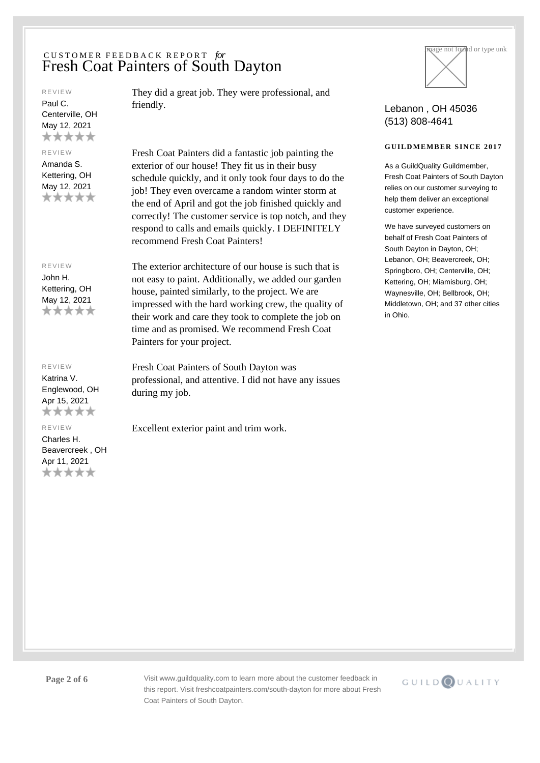CUSTOMER FEEDBACK REPORT *for*

# Fresh Coat Painters of South Dayton

REVIEW

Paul C.
Centerville, OH
May 12, 2021
★★★★★

They did a great job. They were professional, and friendly.

REVIEW

Amanda S.
Kettering, OH
May 12, 2021
★★★★★

Fresh Coat Painters did a fantastic job painting the exterior of our house! They fit us in their busy schedule quickly, and it only took four days to do the job! They even overcame a random winter storm at the end of April and got the job finished quickly and correctly! The customer service is top notch, and they respond to calls and emails quickly. I DEFINITELY recommend Fresh Coat Painters!

REVIEW

John H.
Kettering, OH
May 12, 2021
★★★★★

The exterior architecture of our house is such that is not easy to paint. Additionally, we added our garden house, painted similarly, to the project. We are impressed with the hard working crew, the quality of their work and care they took to complete the job on time and as promised. We recommend Fresh Coat Painters for your project.

REVIEW

Katrina V.
Englewood, OH
Apr 15, 2021
★★★★★

Fresh Coat Painters of South Dayton was professional, and attentive. I did not have any issues during my job.

REVIEW

Charles H.
Beavercreek , OH
Apr 11, 2021
★★★★★

Excellent exterior paint and trim work.

---

Lebanon , OH 45036
(513) 808-4641

**GUILDMEMBER SINCE 2017**

As a GuildQuality Guildmember, Fresh Coat Painters of South Dayton relies on our customer surveying to help them deliver an exceptional customer experience.

We have surveyed customers on behalf of Fresh Coat Painters of South Dayton in Dayton, OH; Lebanon, OH; Beavercreek, OH; Springboro, OH; Centerville, OH; Kettering, OH; Miamisburg, OH; Waynesville, OH; Bellbrook, OH; Middletown, OH; and 37 other cities in Ohio.

Visit www.guildquality.com to learn more about the customer feedback in this report. Visit freshcoatpainters.com/south-dayton for more about Fresh Coat Painters of South Dayton.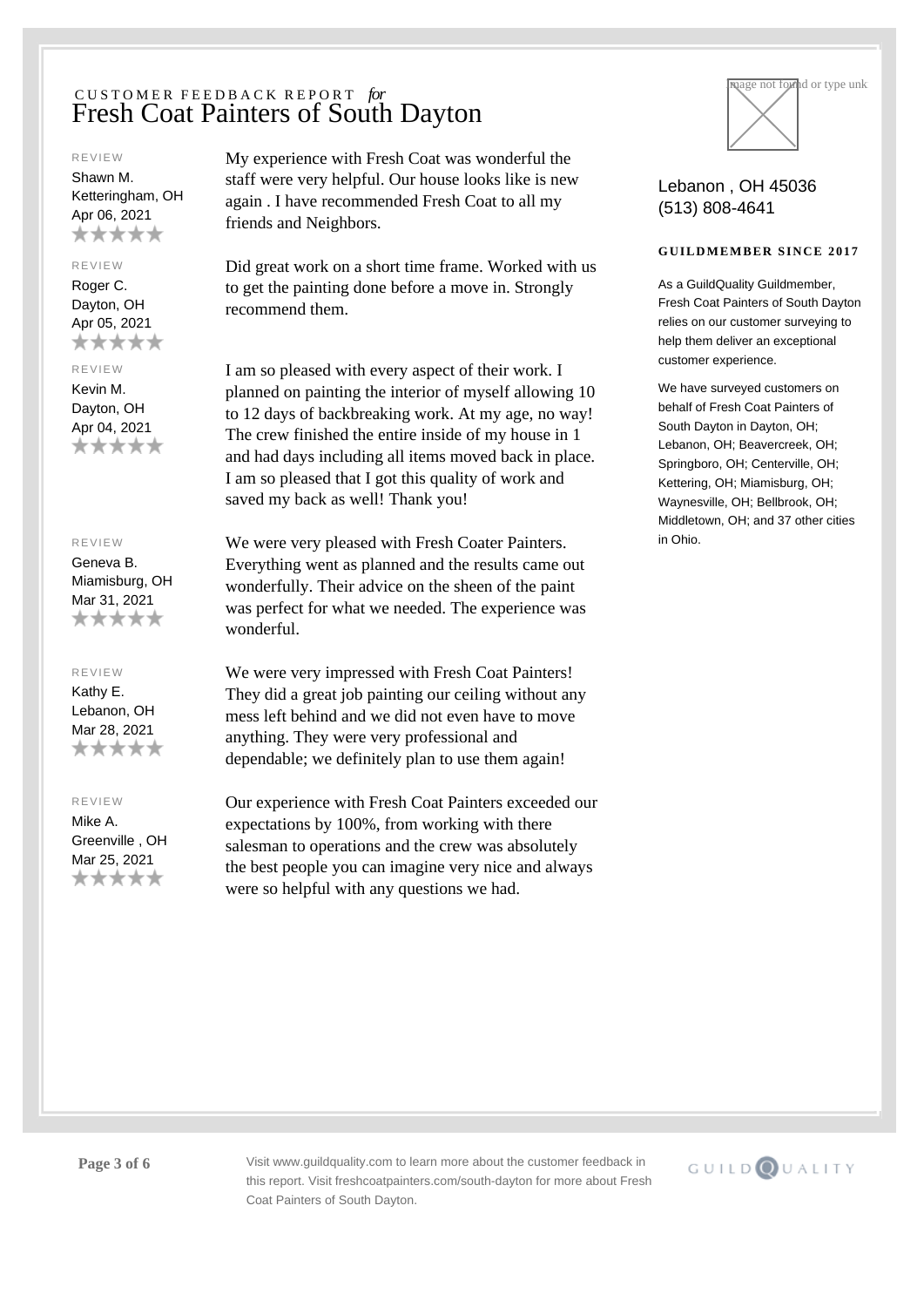CUSTOMER FEEDBACK REPORT *for*

# Fresh Coat Painters of South Dayton

Lebanon , OH 45036
(513) 808-4641

**GUILDMEMBER SINCE 2017**

As a GuildQuality Guildmember, Fresh Coat Painters of South Dayton relies on our customer surveying to help them deliver an exceptional customer experience.

We have surveyed customers on behalf of Fresh Coat Painters of South Dayton in Dayton, OH; Lebanon, OH; Beavercreek, OH; Springboro, OH; Centerville, OH; Kettering, OH; Miamisburg, OH; Waynesville, OH; Bellbrook, OH; Middletown, OH; and 37 other cities in Ohio.

REVIEW
Shawn M.
Ketteringham, OH
Apr 06, 2021
★★★★★

My experience with Fresh Coat was wonderful the staff were very helpful. Our house looks like is new again . I have recommended Fresh Coat to all my friends and Neighbors.

REVIEW
Roger C.
Dayton, OH
Apr 05, 2021
★★★★★

Did great work on a short time frame. Worked with us to get the painting done before a move in. Strongly recommend them.

REVIEW
Kevin M.
Dayton, OH
Apr 04, 2021
★★★★★

I am so pleased with every aspect of their work. I planned on painting the interior of myself allowing 10 to 12 days of backbreaking work. At my age, no way! The crew finished the entire inside of my house in 1 and had days including all items moved back in place. I am so pleased that I got this quality of work and saved my back as well! Thank you!

REVIEW
Geneva B.
Miamisburg, OH
Mar 31, 2021
★★★★★

We were very pleased with Fresh Coater Painters. Everything went as planned and the results came out wonderfully. Their advice on the sheen of the paint was perfect for what we needed. The experience was wonderful.

REVIEW
Kathy E.
Lebanon, OH
Mar 28, 2021
★★★★★

We were very impressed with Fresh Coat Painters! They did a great job painting our ceiling without any mess left behind and we did not even have to move anything. They were very professional and dependable; we definitely plan to use them again!

REVIEW
Mike A.
Greenville , OH
Mar 25, 2021
★★★★★

Our experience with Fresh Coat Painters exceeded our expectations by 100%, from working with there salesman to operations and the crew was absolutely the best people you can imagine very nice and always were so helpful with any questions we had.

Visit www.guildquality.com to learn more about the customer feedback in this report. Visit freshcoatpainters.com/south-dayton for more about Fresh Coat Painters of South Dayton.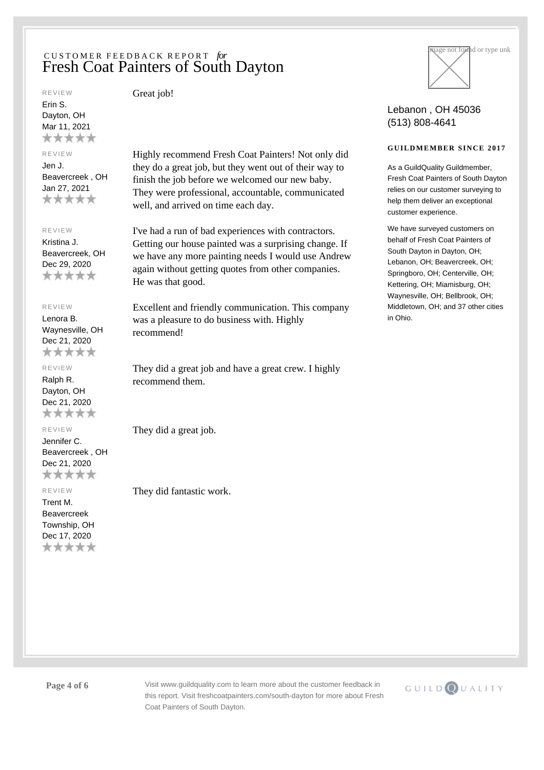CUSTOMER FEEDBACK REPORT *for*

# Fresh Coat Painters of South Dayton

Lebanon , OH 45036
(513) 808-4641

**GUILDMEMBER SINCE 2017**

As a GuildQuality Guildmember, Fresh Coat Painters of South Dayton relies on our customer surveying to help them deliver an exceptional customer experience.

We have surveyed customers on behalf of Fresh Coat Painters of South Dayton in Dayton, OH; Lebanon, OH; Beavercreek, OH; Springboro, OH; Centerville, OH; Kettering, OH; Miamisburg, OH; Waynesville, OH; Bellbrook, OH; Middletown, OH; and 37 other cities in Ohio.

REVIEW
Erin S.
Dayton, OH
Mar 11, 2021
★★★★★

Great job!

REVIEW
Jen J.
Beavercreek , OH
Jan 27, 2021
★★★★★

Highly recommend Fresh Coat Painters! Not only did they do a great job, but they went out of their way to finish the job before we welcomed our new baby. They were professional, accountable, communicated well, and arrived on time each day.

REVIEW
Kristina J.
Beavercreek, OH
Dec 29, 2020
★★★★★

I've had a run of bad experiences with contractors. Getting our house painted was a surprising change. If we have any more painting needs I would use Andrew again without getting quotes from other companies. He was that good.

REVIEW
Lenora B.
Waynesville, OH
Dec 21, 2020
★★★★★

Excellent and friendly communication. This company was a pleasure to do business with. Highly recommend!

REVIEW
Ralph R.
Dayton, OH
Dec 21, 2020
★★★★★

They did a great job and have a great crew. I highly recommend them.

REVIEW
Jennifer C.
Beavercreek , OH
Dec 21, 2020
★★★★★

They did a great job.

REVIEW
Trent M.
Beavercreek Township, OH
Dec 17, 2020
★★★★★

They did fantastic work.

Visit www.guildquality.com to learn more about the customer feedback in this report. Visit freshcoatpainters.com/south-dayton for more about Fresh Coat Painters of South Dayton.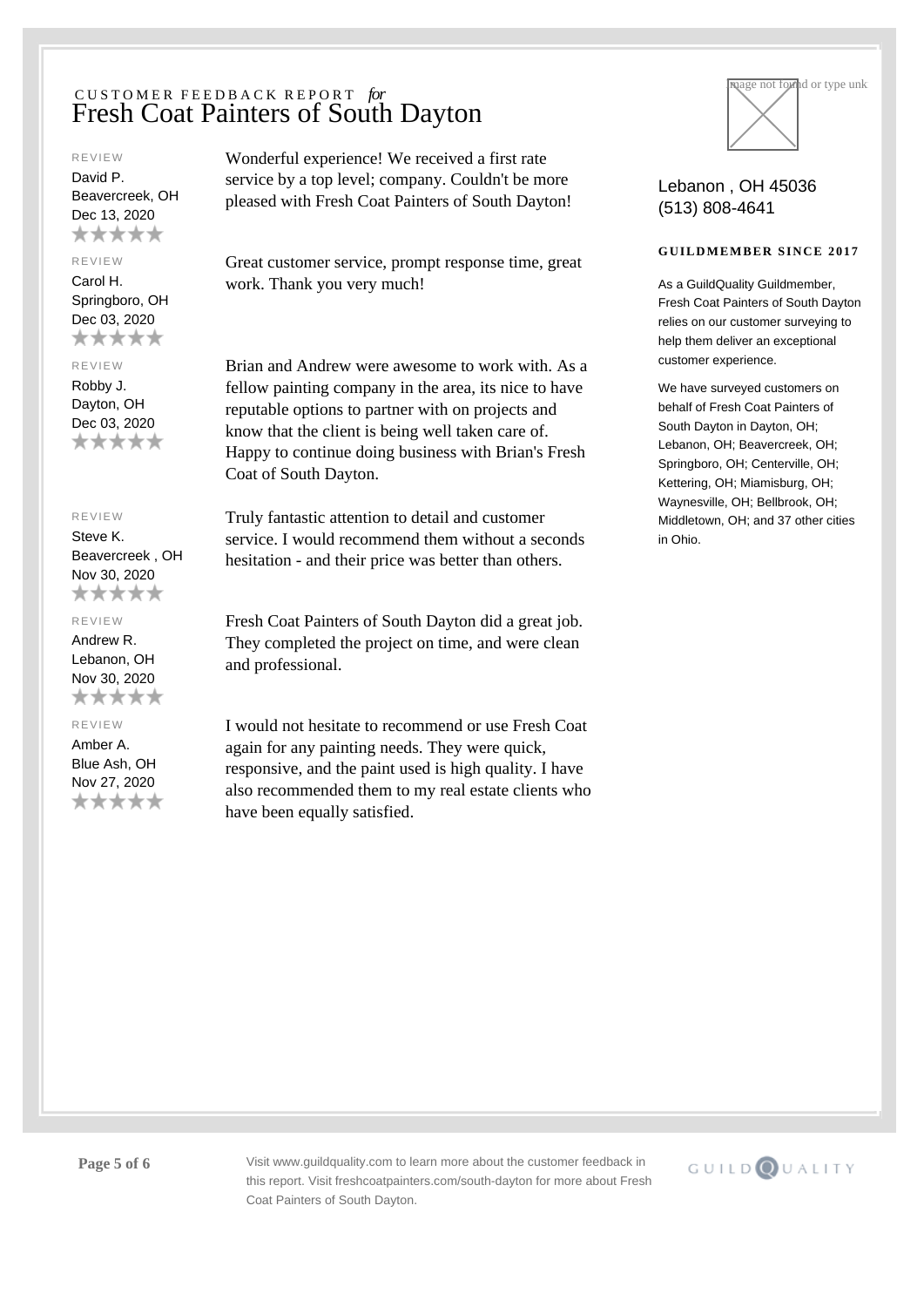CUSTOMER FEEDBACK REPORT *for*

# Fresh Coat Painters of South Dayton

REVIEW

David P.
Beavercreek, OH
Dec 13, 2020
★★★★★

Wonderful experience! We received a first rate service by a top level; company. Couldn't be more pleased with Fresh Coat Painters of South Dayton!

REVIEW

Carol H.
Springboro, OH
Dec 03, 2020
★★★★★

Great customer service, prompt response time, great work. Thank you very much!

REVIEW

Robby J.
Dayton, OH
Dec 03, 2020
★★★★★

Brian and Andrew were awesome to work with. As a fellow painting company in the area, its nice to have reputable options to partner with on projects and know that the client is being well taken care of. Happy to continue doing business with Brian's Fresh Coat of South Dayton.

REVIEW

Steve K.
Beavercreek , OH
Nov 30, 2020
★★★★★

Truly fantastic attention to detail and customer service. I would recommend them without a seconds hesitation - and their price was better than others.

REVIEW

Andrew R.
Lebanon, OH
Nov 30, 2020
★★★★★

Fresh Coat Painters of South Dayton did a great job. They completed the project on time, and were clean and professional.

REVIEW

Amber A.
Blue Ash, OH
Nov 27, 2020
★★★★★

I would not hesitate to recommend or use Fresh Coat again for any painting needs. They were quick, responsive, and the paint used is high quality. I have also recommended them to my real estate clients who have been equally satisfied.

Lebanon , OH 45036
(513) 808-4641

**GUILDMEMBER SINCE 2017**

As a GuildQuality Guildmember, Fresh Coat Painters of South Dayton relies on our customer surveying to help them deliver an exceptional customer experience.

We have surveyed customers on behalf of Fresh Coat Painters of South Dayton in Dayton, OH; Lebanon, OH; Beavercreek, OH; Springboro, OH; Centerville, OH; Kettering, OH; Miamisburg, OH; Waynesville, OH; Bellbrook, OH; Middletown, OH; and 37 other cities in Ohio.

Visit www.guildquality.com to learn more about the customer feedback in this report. Visit freshcoatpainters.com/south-dayton for more about Fresh Coat Painters of South Dayton.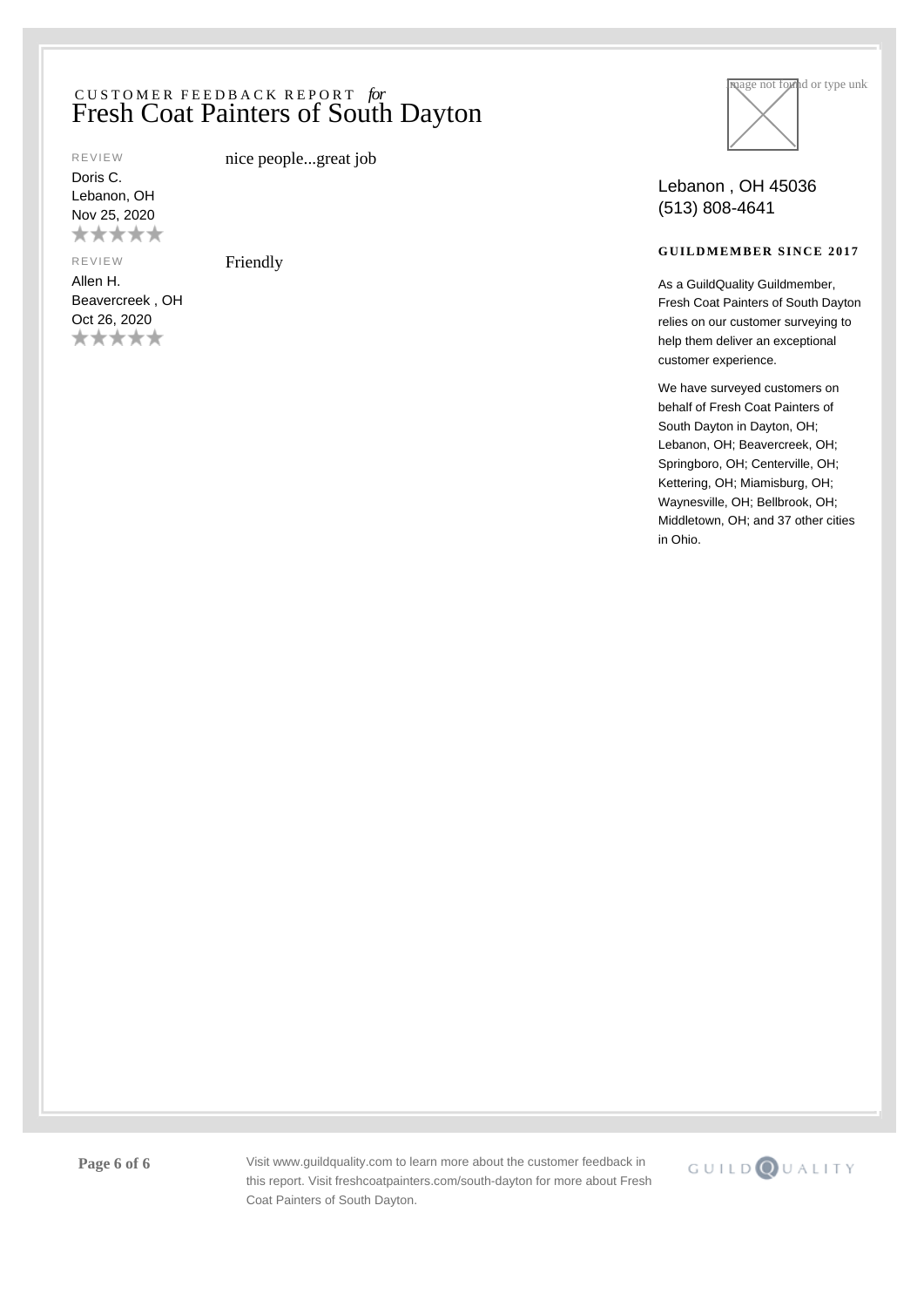CUSTOMER FEEDBACK REPORT *for*

# Fresh Coat Painters of South Dayton

REVIEW

Doris C.
Lebanon, OH
Nov 25, 2020
★★★★★

nice people...great job

REVIEW

Allen H.
Beavercreek , OH
Oct 26, 2020
★★★★★

Friendly

Lebanon , OH 45036
(513) 808-4641

**GUILDMEMBER SINCE 2017**

As a GuildQuality Guildmember, Fresh Coat Painters of South Dayton relies on our customer surveying to help them deliver an exceptional customer experience.

We have surveyed customers on behalf of Fresh Coat Painters of South Dayton in Dayton, OH; Lebanon, OH; Beavercreek, OH; Springboro, OH; Centerville, OH; Kettering, OH; Miamisburg, OH; Waynesville, OH; Bellbrook, OH; Middletown, OH; and 37 other cities in Ohio.

Visit www.guildquality.com to learn more about the customer feedback in this report. Visit freshcoatpainters.com/south-dayton for more about Fresh Coat Painters of South Dayton.